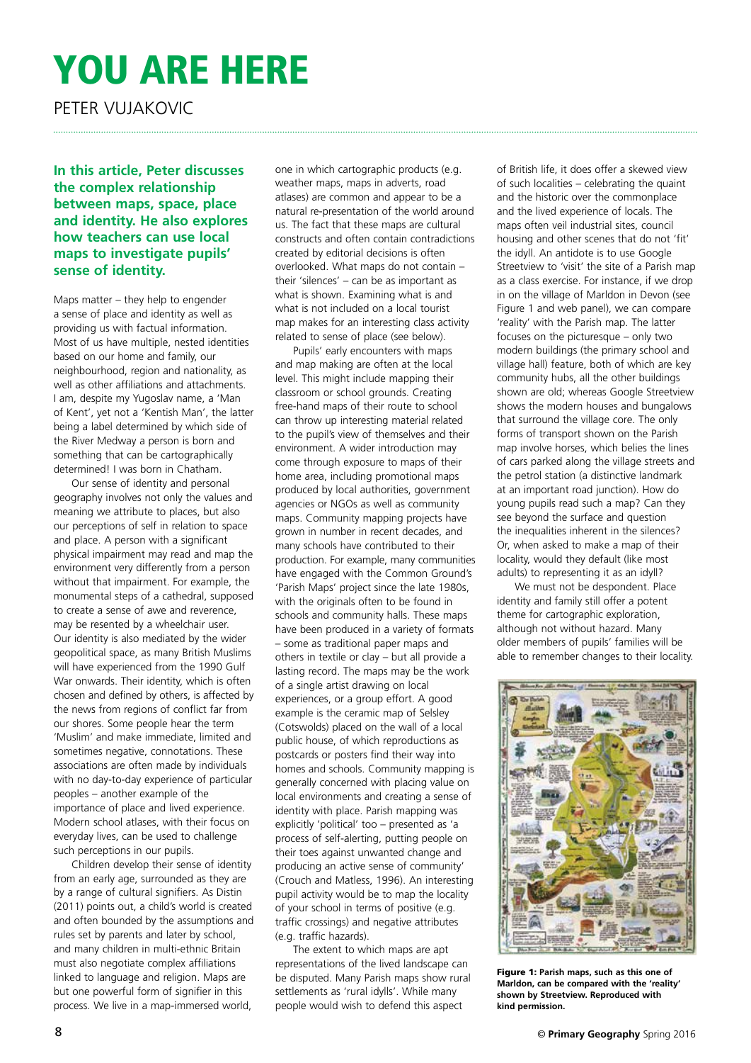# YOU ARE HERE

PETER VUJAKOVIC

**In this article, Peter discusses the complex relationship between maps, space, place and identity. He also explores how teachers can use local maps to investigate pupils' sense of identity.**

Maps matter – they help to engender a sense of place and identity as well as providing us with factual information. Most of us have multiple, nested identities based on our home and family, our neighbourhood, region and nationality, as well as other affiliations and attachments. I am, despite my Yugoslav name, a 'Man of Kent', yet not a 'Kentish Man', the latter being a label determined by which side of the River Medway a person is born and something that can be cartographically determined! I was born in Chatham.

Our sense of identity and personal geography involves not only the values and meaning we attribute to places, but also our perceptions of self in relation to space and place. A person with a significant physical impairment may read and map the environment very differently from a person without that impairment. For example, the monumental steps of a cathedral, supposed to create a sense of awe and reverence, may be resented by a wheelchair user. Our identity is also mediated by the wider geopolitical space, as many British Muslims will have experienced from the 1990 Gulf War onwards. Their identity, which is often chosen and defined by others, is affected by the news from regions of conflict far from our shores. Some people hear the term 'Muslim' and make immediate, limited and sometimes negative, connotations. These associations are often made by individuals with no day-to-day experience of particular peoples – another example of the importance of place and lived experience. Modern school atlases, with their focus on everyday lives, can be used to challenge such perceptions in our pupils.

Children develop their sense of identity from an early age, surrounded as they are by a range of cultural signifiers. As Distin (2011) points out, a child's world is created and often bounded by the assumptions and rules set by parents and later by school, and many children in multi-ethnic Britain must also negotiate complex affiliations linked to language and religion. Maps are but one powerful form of signifier in this process. We live in a map-immersed world, one in which cartographic products (e.g. weather maps, maps in adverts, road atlases) are common and appear to be a natural re-presentation of the world around us. The fact that these maps are cultural constructs and often contain contradictions created by editorial decisions is often overlooked. What maps do not contain – their 'silences' – can be as important as what is shown. Examining what is and what is not included on a local tourist map makes for an interesting class activity related to sense of place (see below).

Pupils' early encounters with maps and map making are often at the local level. This might include mapping their classroom or school grounds. Creating free-hand maps of their route to school can throw up interesting material related to the pupil's view of themselves and their environment. A wider introduction may come through exposure to maps of their home area, including promotional maps produced by local authorities, government agencies or NGOs as well as community maps. Community mapping projects have grown in number in recent decades, and many schools have contributed to their production. For example, many communities have engaged with the Common Ground's 'Parish Maps' project since the late 1980s, with the originals often to be found in schools and community halls. These maps have been produced in a variety of formats – some as traditional paper maps and others in textile or clay – but all provide a lasting record. The maps may be the work of a single artist drawing on local experiences, or a group effort. A good example is the ceramic map of Selsley (Cotswolds) placed on the wall of a local public house, of which reproductions as postcards or posters find their way into homes and schools. Community mapping is generally concerned with placing value on local environments and creating a sense of identity with place. Parish mapping was explicitly 'political' too – presented as 'a process of self-alerting, putting people on their toes against unwanted change and producing an active sense of community' (Crouch and Matless, 1996). An interesting pupil activity would be to map the locality of your school in terms of positive (e.g. traffic crossings) and negative attributes (e.g. traffic hazards).

The extent to which maps are apt representations of the lived landscape can be disputed. Many Parish maps show rural settlements as 'rural idylls'. While many people would wish to defend this aspect of British life, it does offer a skewed view of such localities – celebrating the quaint and the historic over the commonplace and the lived experience of locals. The maps often veil industrial sites, council housing and other scenes that do not 'fit' the idyll. An antidote is to use Google Streetview to 'visit' the site of a Parish map as a class exercise. For instance, if we drop in on the village of Marldon in Devon (see Figure 1 and web panel), we can compare 'reality' with the Parish map. The latter focuses on the picturesque – only two modern buildings (the primary school and village hall) feature, both of which are key community hubs, all the other buildings shown are old; whereas Google Streetview shows the modern houses and bungalows that surround the village core. The only forms of transport shown on the Parish map involve horses, which belies the lines of cars parked along the village streets and the petrol station (a distinctive landmark at an important road junction). How do young pupils read such a map? Can they see beyond the surface and question the inequalities inherent in the silences? Or, when asked to make a map of their locality, would they default (like most adults) to representing it as an idyll?

We must not be despondent. Place identity and family still offer a potent theme for cartographic exploration, although not without hazard. Many older members of pupils' families will be able to remember changes to their locality.

**Figure 1:** Parish maps, such as this one of Marldon, can be compared with the 'reality' shown by Streetview. Reproduced with kind permission.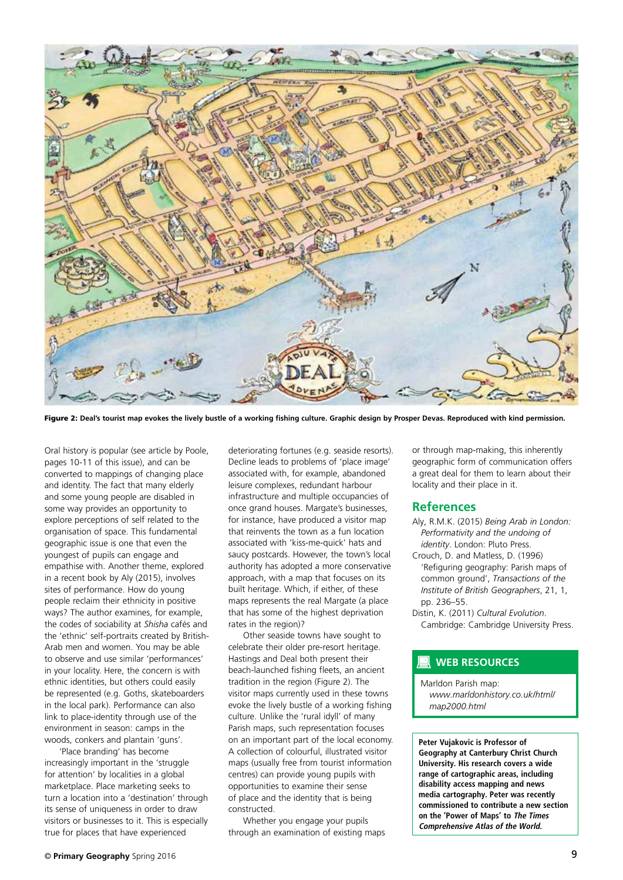**Figure 2:** Deal's tourist map evokes the lively bustle of a working fishing culture. Graphic design by Prosper Devas. Reproduced with kind permission.

Oral history is popular (see article by Poole, pages 10-11 of this issue), and can be converted to mappings of changing place and identity. The fact that many elderly and some young people are disabled in some way provides an opportunity to explore perceptions of self related to the organisation of space. This fundamental geographic issue is one that even the youngest of pupils can engage and empathise with. Another theme, explored in a recent book by Aly (2015), involves sites of performance. How do young people reclaim their ethnicity in positive ways? The author examines, for example, the codes of sociability at *Shisha* cafés and the 'ethnic' self-portraits created by British-Arab men and women. You may be able to observe and use similar 'performances' in your locality. Here, the concern is with ethnic identities, but others could easily be represented (e.g. Goths, skateboarders in the local park). Performance can also link to place-identity through use of the environment in season: camps in the woods, conkers and plantain 'guns'.

'Place branding' has become increasingly important in the 'struggle for attention' by localities in a global marketplace. Place marketing seeks to turn a location into a 'destination' through its sense of uniqueness in order to draw visitors or businesses to it. This is especially true for places that have experienced deteriorating fortunes (e.g. seaside resorts). Decline leads to problems of 'place image' associated with, for example, abandoned leisure complexes, redundant harbour infrastructure and multiple occupancies of once grand houses. Margate's businesses, for instance, have produced a visitor map that reinvents the town as a fun location associated with 'kiss-me-quick' hats and saucy postcards. However, the town's local authority has adopted a more conservative approach, with a map that focuses on its built heritage. Which, if either, of these maps represents the real Margate (a place that has some of the highest deprivation rates in the region)?

Other seaside towns have sought to celebrate their older pre-resort heritage. Hastings and Deal both present their beach-launched fishing fleets, an ancient tradition in the region (Figure 2). The visitor maps currently used in these towns evoke the lively bustle of a working fishing culture. Unlike the 'rural idyll' of many Parish maps, such representation focuses on an important part of the local economy. A collection of colourful, illustrated visitor maps (usually free from tourist information centres) can provide young pupils with opportunities to examine their sense of place and the identity that is being constructed.

Whether you engage your pupils through an examination of existing maps or through map-making, this inherently geographic form of communication offers a great deal for them to learn about their locality and their place in it.

## References

Aly, R.M.K. (2015) *Being Arab in London: Performativity and the undoing of identity*. London: Pluto Press.

Crouch, D. and Matless, D. (1996) 'Refiguring geography: Parish maps of common ground', *Transactions of the Institute of British Geographers*, 21, 1, pp. 236–55.

Distin, K. (2011) *Cultural Evolution*. Cambridge: Cambridge University Press.

## WEB RESOURCES

Marldon Parish map: *www.marldonhistory.co.uk/html/map2000.html*

**Peter Vujakovic is Professor of Geography at Canterbury Christ Church University. His research covers a wide range of cartographic areas, including disability access mapping and news media cartography. Peter was recently commissioned to contribute a new section on the 'Power of Maps' to *The Times Comprehensive Atlas of the World.***